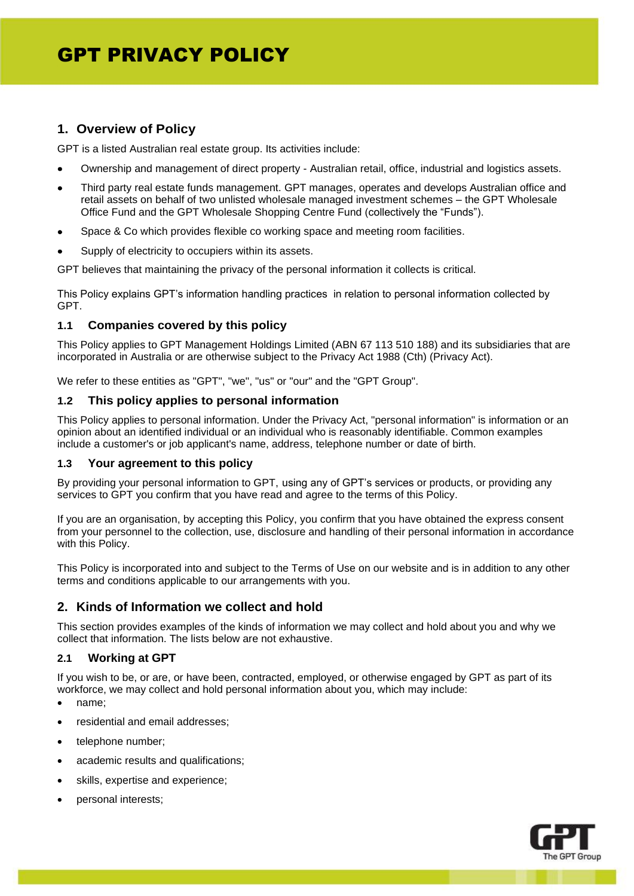# GPT PRIVACY POLICY

## 1. Overview of Policy

GPT is a listed Australian real estate group. Its activities include:

- Ownership and management of direct property - Australian retail, office, industrial and logistics assets.
- Third party real estate funds management. GPT manages, operates and develops Australian office and retail assets on behalf of two unlisted wholesale managed investment schemes – the GPT Wholesale Office Fund and the GPT Wholesale Shopping Centre Fund (collectively the "Funds").
- Space & Co which provides flexible co working space and meeting room facilities.
- Supply of electricity to occupiers within its assets.

GPT believes that maintaining the privacy of the personal information it collects is critical.

This Policy explains GPT's information handling practices in relation to personal information collected by GPT.

### 1.1 Companies covered by this policy

This Policy applies to GPT Management Holdings Limited (ABN 67 113 510 188) and its subsidiaries that are incorporated in Australia or are otherwise subject to the Privacy Act 1988 (Cth) (Privacy Act).

We refer to these entities as "GPT", "we", "us" or "our" and the "GPT Group".

### 1.2 This policy applies to personal information

This Policy applies to personal information. Under the Privacy Act, "personal information" is information or an opinion about an identified individual or an individual who is reasonably identifiable. Common examples include a customer's or job applicant's name, address, telephone number or date of birth.

### 1.3 Your agreement to this policy

By providing your personal information to GPT, using any of GPT's services or products, or providing any services to GPT you confirm that you have read and agree to the terms of this Policy.

If you are an organisation, by accepting this Policy, you confirm that you have obtained the express consent from your personnel to the collection, use, disclosure and handling of their personal information in accordance with this Policy.

This Policy is incorporated into and subject to the Terms of Use on our website and is in addition to any other terms and conditions applicable to our arrangements with you.

## 2. Kinds of Information we collect and hold

This section provides examples of the kinds of information we may collect and hold about you and why we collect that information. The lists below are not exhaustive.

### 2.1 Working at GPT

If you wish to be, or are, or have been, contracted, employed, or otherwise engaged by GPT as part of its workforce, we may collect and hold personal information about you, which may include:

- name;
- residential and email addresses;
- telephone number;
- academic results and qualifications;
- skills, expertise and experience;
- personal interests;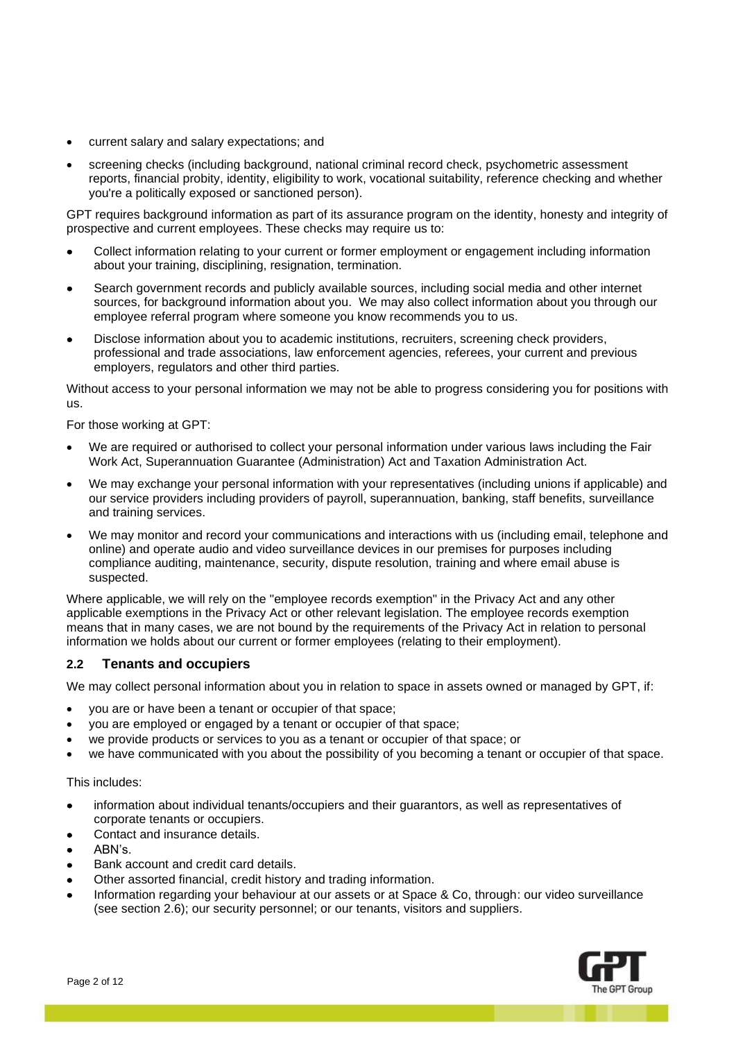- current salary and salary expectations; and
- screening checks (including background, national criminal record check, psychometric assessment reports, financial probity, identity, eligibility to work, vocational suitability, reference checking and whether you're a politically exposed or sanctioned person).

GPT requires background information as part of its assurance program on the identity, honesty and integrity of prospective and current employees. These checks may require us to:

- Collect information relating to your current or former employment or engagement including information about your training, disciplining, resignation, termination.
- Search government records and publicly available sources, including social media and other internet sources, for background information about you. We may also collect information about you through our employee referral program where someone you know recommends you to us.
- Disclose information about you to academic institutions, recruiters, screening check providers, professional and trade associations, law enforcement agencies, referees, your current and previous employers, regulators and other third parties.

Without access to your personal information we may not be able to progress considering you for positions with us.

For those working at GPT:

- We are required or authorised to collect your personal information under various laws including the Fair Work Act, Superannuation Guarantee (Administration) Act and Taxation Administration Act.
- We may exchange your personal information with your representatives (including unions if applicable) and our service providers including providers of payroll, superannuation, banking, staff benefits, surveillance and training services.
- We may monitor and record your communications and interactions with us (including email, telephone and online) and operate audio and video surveillance devices in our premises for purposes including compliance auditing, maintenance, security, dispute resolution, training and where email abuse is suspected.

Where applicable, we will rely on the "employee records exemption" in the Privacy Act and any other applicable exemptions in the Privacy Act or other relevant legislation. The employee records exemption means that in many cases, we are not bound by the requirements of the Privacy Act in relation to personal information we holds about our current or former employees (relating to their employment).

### 2.2 Tenants and occupiers

We may collect personal information about you in relation to space in assets owned or managed by GPT, if:

- you are or have been a tenant or occupier of that space;
- you are employed or engaged by a tenant or occupier of that space;
- we provide products or services to you as a tenant or occupier of that space; or
- we have communicated with you about the possibility of you becoming a tenant or occupier of that space.

This includes:

- information about individual tenants/occupiers and their guarantors, as well as representatives of corporate tenants or occupiers.
- Contact and insurance details.
- ABN's.
- Bank account and credit card details.
- Other assorted financial, credit history and trading information.
- Information regarding your behaviour at our assets or at Space & Co, through: our video surveillance (see section 2.6); our security personnel; or our tenants, visitors and suppliers.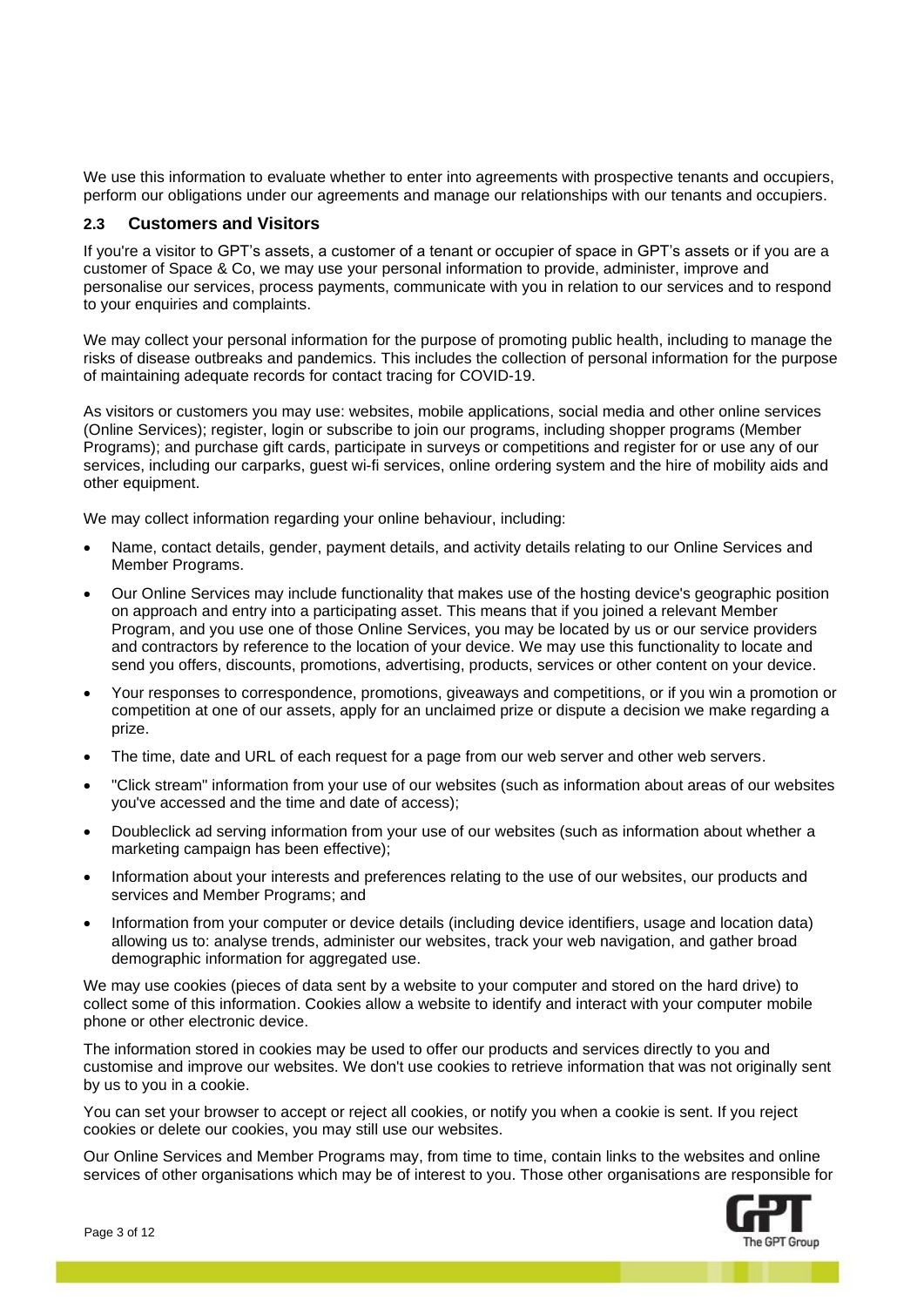We use this information to evaluate whether to enter into agreements with prospective tenants and occupiers, perform our obligations under our agreements and manage our relationships with our tenants and occupiers.

### 2.3 Customers and Visitors

If you're a visitor to GPT's assets, a customer of a tenant or occupier of space in GPT's assets or if you are a customer of Space & Co, we may use your personal information to provide, administer, improve and personalise our services, process payments, communicate with you in relation to our services and to respond to your enquiries and complaints.

We may collect your personal information for the purpose of promoting public health, including to manage the risks of disease outbreaks and pandemics. This includes the collection of personal information for the purpose of maintaining adequate records for contact tracing for COVID-19.

As visitors or customers you may use: websites, mobile applications, social media and other online services (Online Services); register, login or subscribe to join our programs, including shopper programs (Member Programs); and purchase gift cards, participate in surveys or competitions and register for or use any of our services, including our carparks, guest wi-fi services, online ordering system and the hire of mobility aids and other equipment.

We may collect information regarding your online behaviour, including:

- Name, contact details, gender, payment details, and activity details relating to our Online Services and Member Programs.
- Our Online Services may include functionality that makes use of the hosting device's geographic position on approach and entry into a participating asset. This means that if you joined a relevant Member Program, and you use one of those Online Services, you may be located by us or our service providers and contractors by reference to the location of your device. We may use this functionality to locate and send you offers, discounts, promotions, advertising, products, services or other content on your device.
- Your responses to correspondence, promotions, giveaways and competitions, or if you win a promotion or competition at one of our assets, apply for an unclaimed prize or dispute a decision we make regarding a prize.
- The time, date and URL of each request for a page from our web server and other web servers.
- "Click stream" information from your use of our websites (such as information about areas of our websites you've accessed and the time and date of access);
- Doubleclick ad serving information from your use of our websites (such as information about whether a marketing campaign has been effective);
- Information about your interests and preferences relating to the use of our websites, our products and services and Member Programs; and
- Information from your computer or device details (including device identifiers, usage and location data) allowing us to: analyse trends, administer our websites, track your web navigation, and gather broad demographic information for aggregated use.

We may use cookies (pieces of data sent by a website to your computer and stored on the hard drive) to collect some of this information. Cookies allow a website to identify and interact with your computer mobile phone or other electronic device.

The information stored in cookies may be used to offer our products and services directly to you and customise and improve our websites. We don't use cookies to retrieve information that was not originally sent by us to you in a cookie.

You can set your browser to accept or reject all cookies, or notify you when a cookie is sent. If you reject cookies or delete our cookies, you may still use our websites.

Our Online Services and Member Programs may, from time to time, contain links to the websites and online services of other organisations which may be of interest to you. Those other organisations are responsible for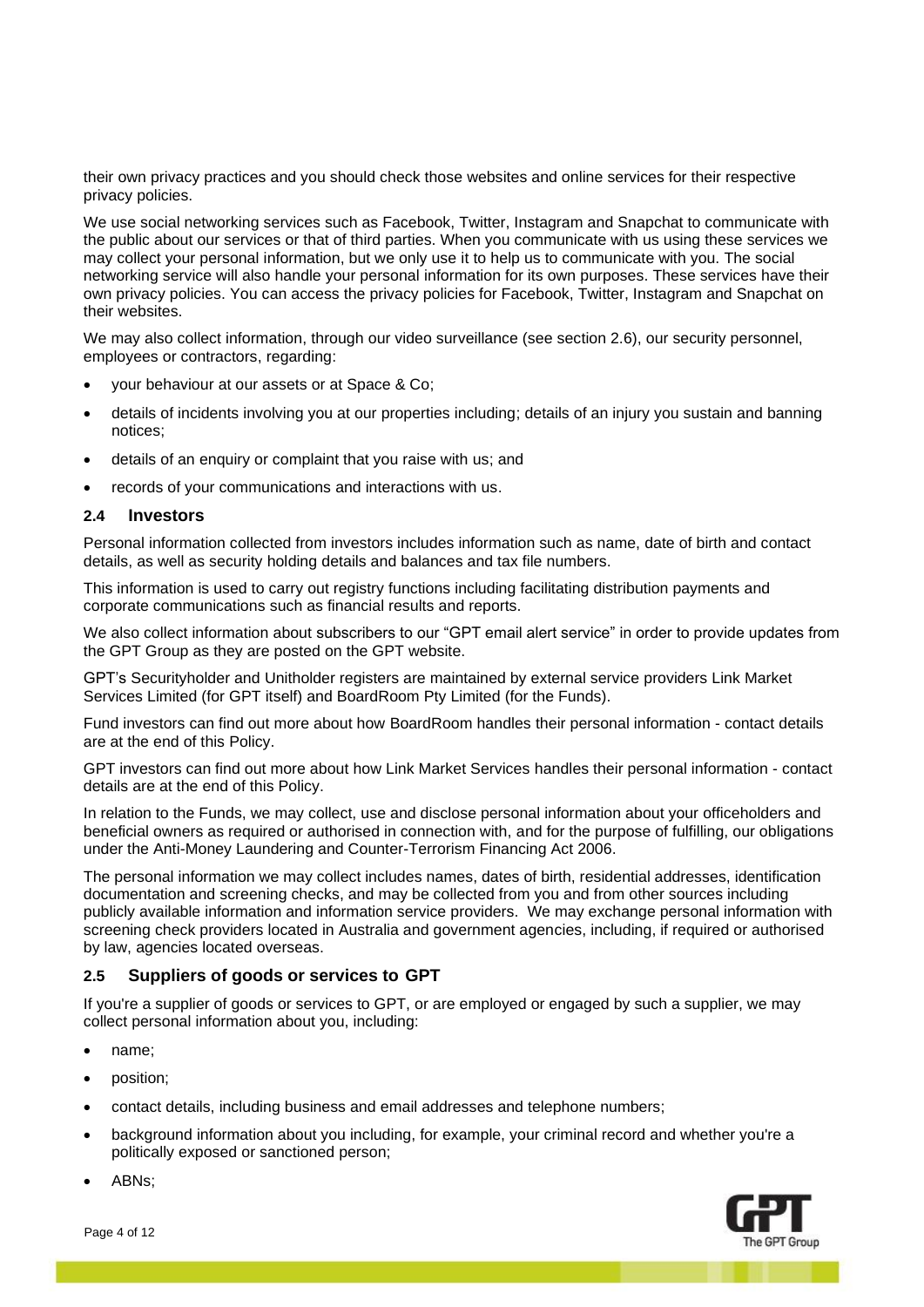their own privacy practices and you should check those websites and online services for their respective privacy policies.

We use social networking services such as Facebook, Twitter, Instagram and Snapchat to communicate with the public about our services or that of third parties. When you communicate with us using these services we may collect your personal information, but we only use it to help us to communicate with you. The social networking service will also handle your personal information for its own purposes. These services have their own privacy policies. You can access the privacy policies for Facebook, Twitter, Instagram and Snapchat on their websites.

We may also collect information, through our video surveillance (see section 2.6), our security personnel, employees or contractors, regarding:

- your behaviour at our assets or at Space & Co;
- details of incidents involving you at our properties including; details of an injury you sustain and banning notices;
- details of an enquiry or complaint that you raise with us; and
- records of your communications and interactions with us.

### 2.4 Investors

Personal information collected from investors includes information such as name, date of birth and contact details, as well as security holding details and balances and tax file numbers.

This information is used to carry out registry functions including facilitating distribution payments and corporate communications such as financial results and reports.

We also collect information about subscribers to our "GPT email alert service" in order to provide updates from the GPT Group as they are posted on the GPT website.

GPT's Securityholder and Unitholder registers are maintained by external service providers Link Market Services Limited (for GPT itself) and BoardRoom Pty Limited (for the Funds).

Fund investors can find out more about how BoardRoom handles their personal information - contact details are at the end of this Policy.

GPT investors can find out more about how Link Market Services handles their personal information - contact details are at the end of this Policy.

In relation to the Funds, we may collect, use and disclose personal information about your officeholders and beneficial owners as required or authorised in connection with, and for the purpose of fulfilling, our obligations under the Anti-Money Laundering and Counter-Terrorism Financing Act 2006.

The personal information we may collect includes names, dates of birth, residential addresses, identification documentation and screening checks, and may be collected from you and from other sources including publicly available information and information service providers. We may exchange personal information with screening check providers located in Australia and government agencies, including, if required or authorised by law, agencies located overseas.

### 2.5 Suppliers of goods or services to GPT

If you're a supplier of goods or services to GPT, or are employed or engaged by such a supplier, we may collect personal information about you, including:

- name;
- position;
- contact details, including business and email addresses and telephone numbers;
- background information about you including, for example, your criminal record and whether you're a politically exposed or sanctioned person;
- ABNs;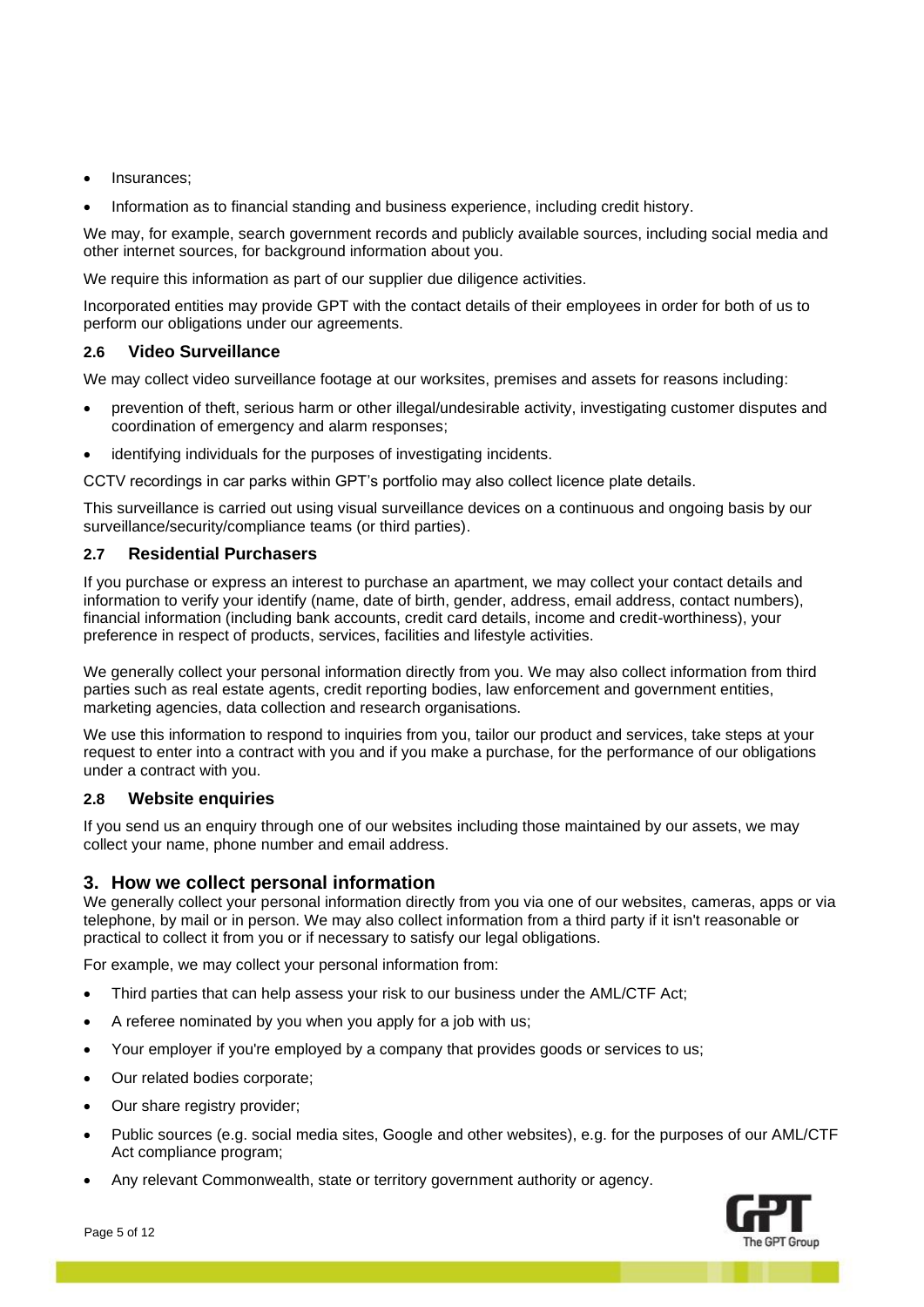- Insurances;
- Information as to financial standing and business experience, including credit history.

We may, for example, search government records and publicly available sources, including social media and other internet sources, for background information about you.

We require this information as part of our supplier due diligence activities.

Incorporated entities may provide GPT with the contact details of their employees in order for both of us to perform our obligations under our agreements.

### 2.6 Video Surveillance

We may collect video surveillance footage at our worksites, premises and assets for reasons including:

- prevention of theft, serious harm or other illegal/undesirable activity, investigating customer disputes and coordination of emergency and alarm responses;
- identifying individuals for the purposes of investigating incidents.

CCTV recordings in car parks within GPT's portfolio may also collect licence plate details.

This surveillance is carried out using visual surveillance devices on a continuous and ongoing basis by our surveillance/security/compliance teams (or third parties).

### 2.7 Residential Purchasers

If you purchase or express an interest to purchase an apartment, we may collect your contact details and information to verify your identify (name, date of birth, gender, address, email address, contact numbers), financial information (including bank accounts, credit card details, income and credit-worthiness), your preference in respect of products, services, facilities and lifestyle activities.

We generally collect your personal information directly from you. We may also collect information from third parties such as real estate agents, credit reporting bodies, law enforcement and government entities, marketing agencies, data collection and research organisations.

We use this information to respond to inquiries from you, tailor our product and services, take steps at your request to enter into a contract with you and if you make a purchase, for the performance of our obligations under a contract with you.

### 2.8 Website enquiries

If you send us an enquiry through one of our websites including those maintained by our assets, we may collect your name, phone number and email address.

## 3. How we collect personal information

We generally collect your personal information directly from you via one of our websites, cameras, apps or via telephone, by mail or in person. We may also collect information from a third party if it isn't reasonable or practical to collect it from you or if necessary to satisfy our legal obligations.

For example, we may collect your personal information from:

- Third parties that can help assess your risk to our business under the AML/CTF Act;
- A referee nominated by you when you apply for a job with us;
- Your employer if you're employed by a company that provides goods or services to us;
- Our related bodies corporate;
- Our share registry provider;
- Public sources (e.g. social media sites, Google and other websites), e.g. for the purposes of our AML/CTF Act compliance program;
- Any relevant Commonwealth, state or territory government authority or agency.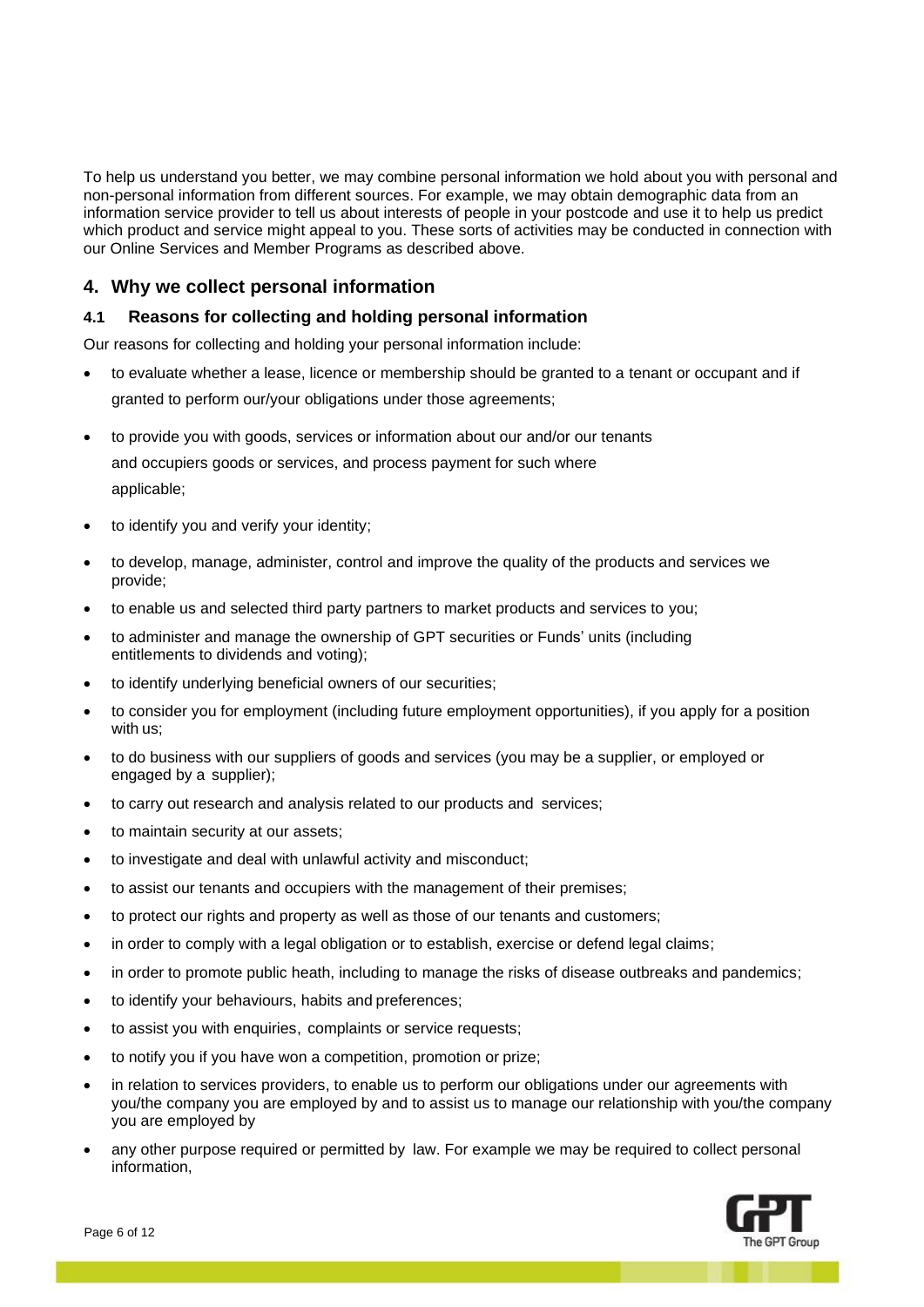To help us understand you better, we may combine personal information we hold about you with personal and non-personal information from different sources. For example, we may obtain demographic data from an information service provider to tell us about interests of people in your postcode and use it to help us predict which product and service might appeal to you. These sorts of activities may be conducted in connection with our Online Services and Member Programs as described above.

## 4. Why we collect personal information

### 4.1 Reasons for collecting and holding personal information

Our reasons for collecting and holding your personal information include:

- to evaluate whether a lease, licence or membership should be granted to a tenant or occupant and if granted to perform our/your obligations under those agreements;
- to provide you with goods, services or information about our and/or our tenants and occupiers goods or services, and process payment for such where applicable;
- to identify you and verify your identity;
- to develop, manage, administer, control and improve the quality of the products and services we provide;
- to enable us and selected third party partners to market products and services to you;
- to administer and manage the ownership of GPT securities or Funds' units (including entitlements to dividends and voting);
- to identify underlying beneficial owners of our securities;
- to consider you for employment (including future employment opportunities), if you apply for a position with us;
- to do business with our suppliers of goods and services (you may be a supplier, or employed or engaged by a supplier);
- to carry out research and analysis related to our products and services;
- to maintain security at our assets;
- to investigate and deal with unlawful activity and misconduct;
- to assist our tenants and occupiers with the management of their premises;
- to protect our rights and property as well as those of our tenants and customers;
- in order to comply with a legal obligation or to establish, exercise or defend legal claims;
- in order to promote public heath, including to manage the risks of disease outbreaks and pandemics;
- to identify your behaviours, habits and preferences;
- to assist you with enquiries, complaints or service requests;
- to notify you if you have won a competition, promotion or prize;
- in relation to services providers, to enable us to perform our obligations under our agreements with you/the company you are employed by and to assist us to manage our relationship with you/the company you are employed by
- any other purpose required or permitted by law. For example we may be required to collect personal information,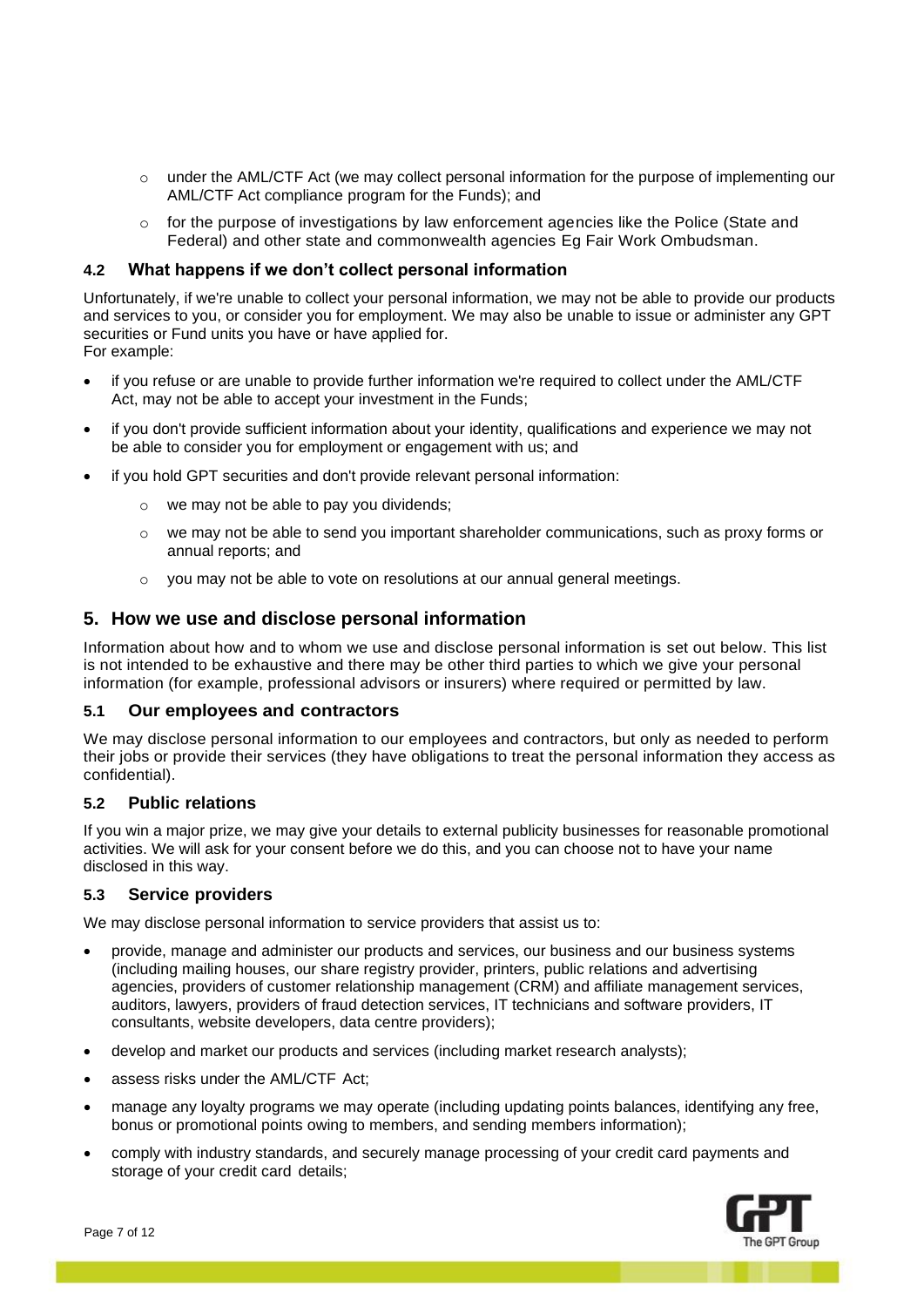- under the AML/CTF Act (we may collect personal information for the purpose of implementing our AML/CTF Act compliance program for the Funds); and
  - for the purpose of investigations by law enforcement agencies like the Police (State and Federal) and other state and commonwealth agencies Eg Fair Work Ombudsman.

### 4.2 What happens if we don't collect personal information

Unfortunately, if we're unable to collect your personal information, we may not be able to provide our products and services to you, or consider you for employment. We may also be unable to issue or administer any GPT securities or Fund units you have or have applied for.
For example:

- if you refuse or are unable to provide further information we're required to collect under the AML/CTF Act, may not be able to accept your investment in the Funds;
- if you don't provide sufficient information about your identity, qualifications and experience we may not be able to consider you for employment or engagement with us; and
- if you hold GPT securities and don't provide relevant personal information:
  - we may not be able to pay you dividends;
  - we may not be able to send you important shareholder communications, such as proxy forms or annual reports; and
  - you may not be able to vote on resolutions at our annual general meetings.

## 5. How we use and disclose personal information

Information about how and to whom we use and disclose personal information is set out below. This list is not intended to be exhaustive and there may be other third parties to which we give your personal information (for example, professional advisors or insurers) where required or permitted by law.

### 5.1 Our employees and contractors

We may disclose personal information to our employees and contractors, but only as needed to perform their jobs or provide their services (they have obligations to treat the personal information they access as confidential).

### 5.2 Public relations

If you win a major prize, we may give your details to external publicity businesses for reasonable promotional activities. We will ask for your consent before we do this, and you can choose not to have your name disclosed in this way.

### 5.3 Service providers

We may disclose personal information to service providers that assist us to:

- provide, manage and administer our products and services, our business and our business systems (including mailing houses, our share registry provider, printers, public relations and advertising agencies, providers of customer relationship management (CRM) and affiliate management services, auditors, lawyers, providers of fraud detection services, IT technicians and software providers, IT consultants, website developers, data centre providers);
- develop and market our products and services (including market research analysts);
- assess risks under the AML/CTF Act;
- manage any loyalty programs we may operate (including updating points balances, identifying any free, bonus or promotional points owing to members, and sending members information);
- comply with industry standards, and securely manage processing of your credit card payments and storage of your credit card details;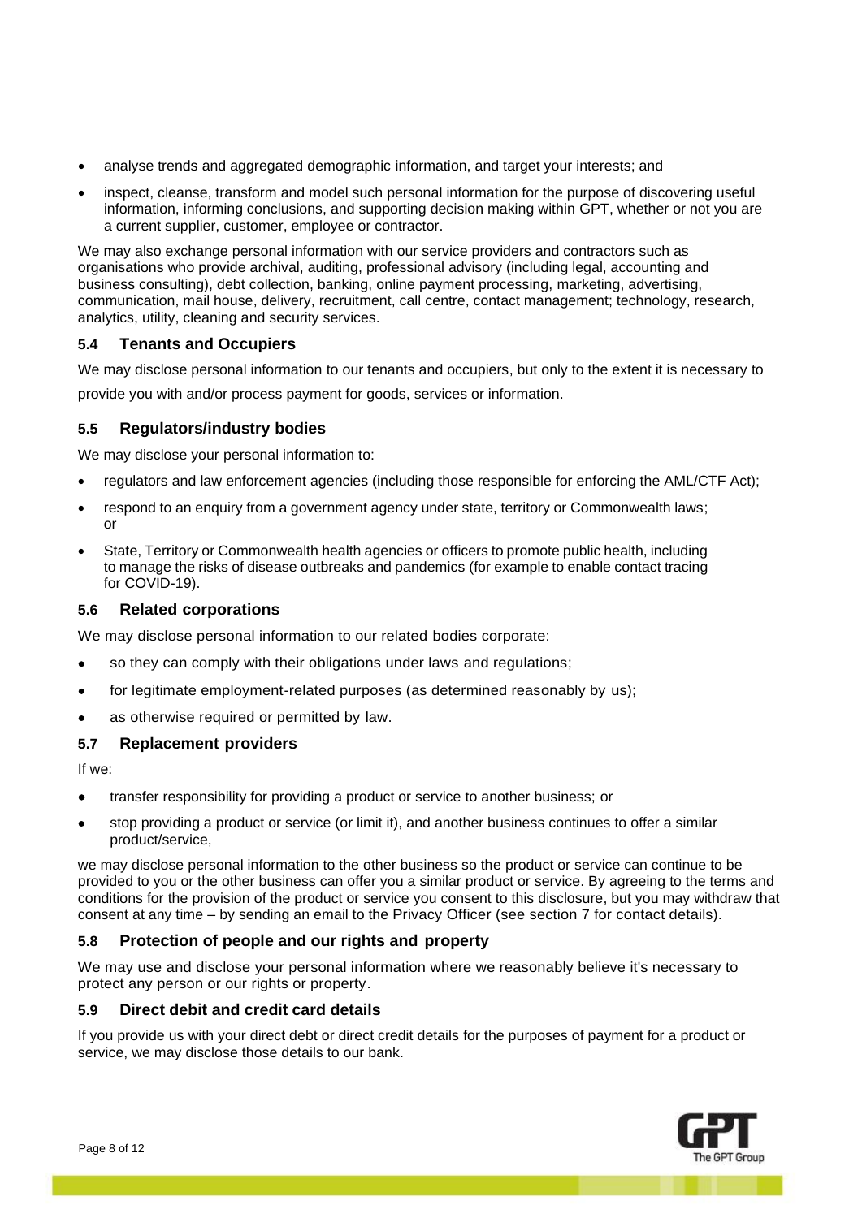- analyse trends and aggregated demographic information, and target your interests; and
- inspect, cleanse, transform and model such personal information for the purpose of discovering useful information, informing conclusions, and supporting decision making within GPT, whether or not you are a current supplier, customer, employee or contractor.

We may also exchange personal information with our service providers and contractors such as organisations who provide archival, auditing, professional advisory (including legal, accounting and business consulting), debt collection, banking, online payment processing, marketing, advertising, communication, mail house, delivery, recruitment, call centre, contact management; technology, research, analytics, utility, cleaning and security services.

### 5.4 Tenants and Occupiers

We may disclose personal information to our tenants and occupiers, but only to the extent it is necessary to provide you with and/or process payment for goods, services or information.

### 5.5 Regulators/industry bodies

We may disclose your personal information to:

- regulators and law enforcement agencies (including those responsible for enforcing the AML/CTF Act);
- respond to an enquiry from a government agency under state, territory or Commonwealth laws; or
- State, Territory or Commonwealth health agencies or officers to promote public health, including to manage the risks of disease outbreaks and pandemics (for example to enable contact tracing for COVID-19).

### 5.6 Related corporations

We may disclose personal information to our related bodies corporate:

- so they can comply with their obligations under laws and regulations;
- for legitimate employment-related purposes (as determined reasonably by us);
- as otherwise required or permitted by law.

### 5.7 Replacement providers

If we:

- transfer responsibility for providing a product or service to another business; or
- stop providing a product or service (or limit it), and another business continues to offer a similar product/service,

we may disclose personal information to the other business so the product or service can continue to be provided to you or the other business can offer you a similar product or service. By agreeing to the terms and conditions for the provision of the product or service you consent to this disclosure, but you may withdraw that consent at any time – by sending an email to the Privacy Officer (see section 7 for contact details).

### 5.8 Protection of people and our rights and property

We may use and disclose your personal information where we reasonably believe it's necessary to protect any person or our rights or property.

### 5.9 Direct debit and credit card details

If you provide us with your direct debt or direct credit details for the purposes of payment for a product or service, we may disclose those details to our bank.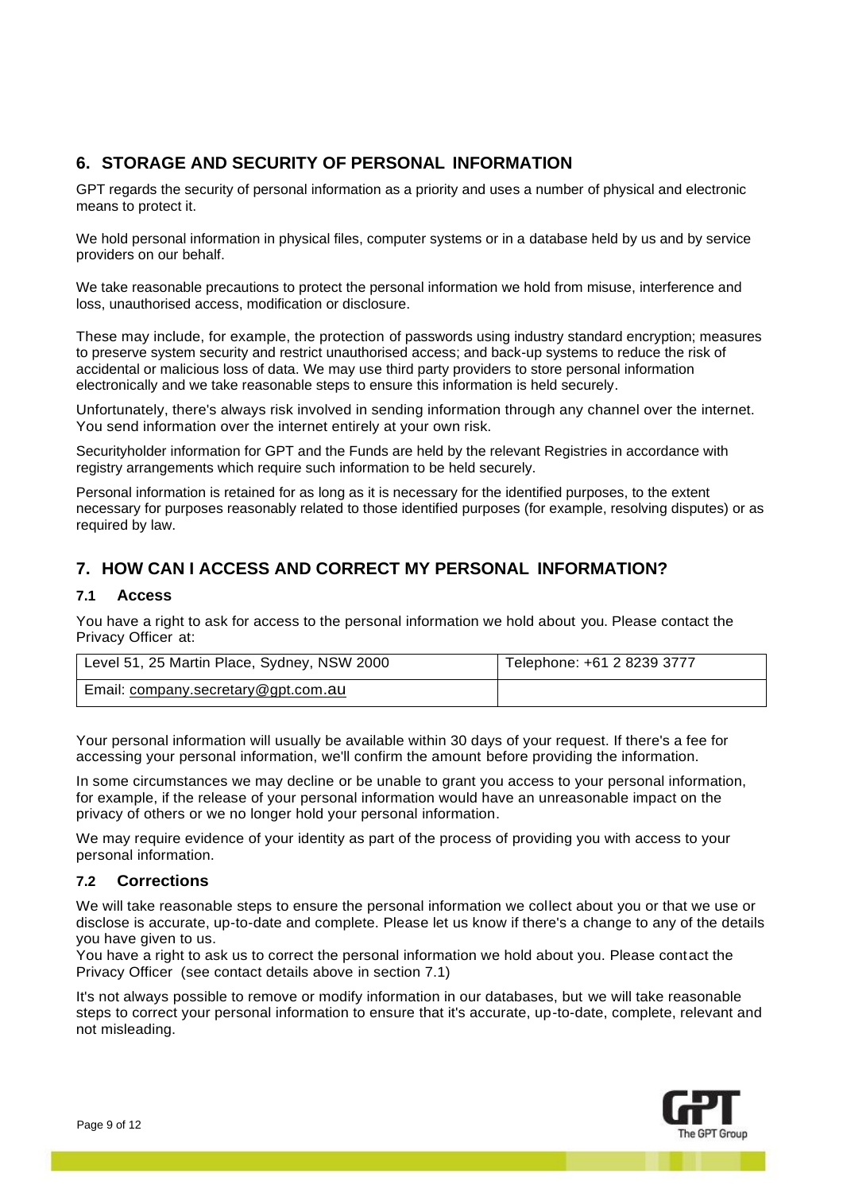## 6. STORAGE AND SECURITY OF PERSONAL INFORMATION

GPT regards the security of personal information as a priority and uses a number of physical and electronic means to protect it.

We hold personal information in physical files, computer systems or in a database held by us and by service providers on our behalf.

We take reasonable precautions to protect the personal information we hold from misuse, interference and loss, unauthorised access, modification or disclosure.

These may include, for example, the protection of passwords using industry standard encryption; measures to preserve system security and restrict unauthorised access; and back-up systems to reduce the risk of accidental or malicious loss of data. We may use third party providers to store personal information electronically and we take reasonable steps to ensure this information is held securely.

Unfortunately, there's always risk involved in sending information through any channel over the internet. You send information over the internet entirely at your own risk.

Securityholder information for GPT and the Funds are held by the relevant Registries in accordance with registry arrangements which require such information to be held securely.

Personal information is retained for as long as it is necessary for the identified purposes, to the extent necessary for purposes reasonably related to those identified purposes (for example, resolving disputes) or as required by law.

## 7. HOW CAN I ACCESS AND CORRECT MY PERSONAL INFORMATION?

### 7.1 Access

You have a right to ask for access to the personal information we hold about you. Please contact the Privacy Officer at:

| Level 51, 25 Martin Place, Sydney, NSW 2000 | Telephone: +61 2 8239 3777 |
|---|---|
| Email: company.secretary@gpt.com.au | |

Your personal information will usually be available within 30 days of your request. If there's a fee for accessing your personal information, we'll confirm the amount before providing the information.

In some circumstances we may decline or be unable to grant you access to your personal information, for example, if the release of your personal information would have an unreasonable impact on the privacy of others or we no longer hold your personal information.

We may require evidence of your identity as part of the process of providing you with access to your personal information.

### 7.2 Corrections

We will take reasonable steps to ensure the personal information we collect about you or that we use or disclose is accurate, up-to-date and complete. Please let us know if there's a change to any of the details you have given to us.

You have a right to ask us to correct the personal information we hold about you. Please contact the Privacy Officer (see contact details above in section 7.1)

It's not always possible to remove or modify information in our databases, but we will take reasonable steps to correct your personal information to ensure that it's accurate, up-to-date, complete, relevant and not misleading.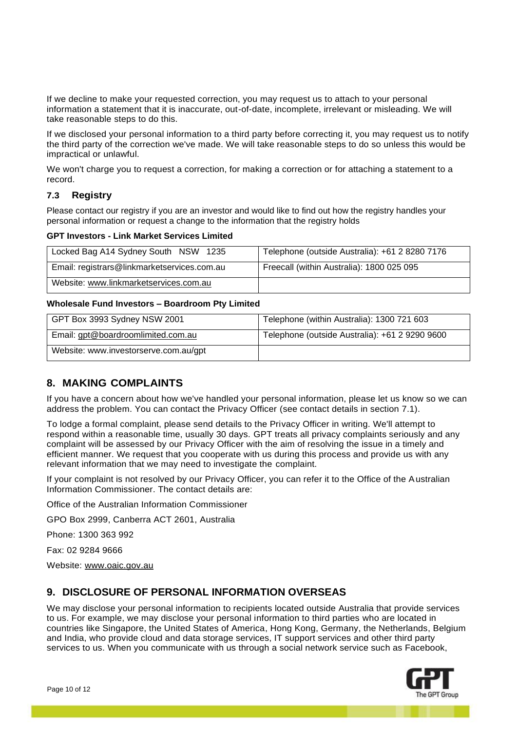If we decline to make your requested correction, you may request us to attach to your personal information a statement that it is inaccurate, out-of-date, incomplete, irrelevant or misleading. We will take reasonable steps to do this.

If we disclosed your personal information to a third party before correcting it, you may request us to notify the third party of the correction we've made. We will take reasonable steps to do so unless this would be impractical or unlawful.

We won't charge you to request a correction, for making a correction or for attaching a statement to a record.

### 7.3 Registry

Please contact our registry if you are an investor and would like to find out how the registry handles your personal information or request a change to the information that the registry holds

**GPT Investors - Link Market Services Limited**

| | |
|---|---|
| Locked Bag A14 Sydney South NSW 1235 | Telephone (outside Australia): +61 2 8280 7176 |
| Email: registrars@linkmarketservices.com.au | Freecall (within Australia): 1800 025 095 |
| Website: www.linkmarketservices.com.au | |

**Wholesale Fund Investors – Boardroom Pty Limited**

| | |
|---|---|
| GPT Box 3993 Sydney NSW 2001 | Telephone (within Australia): 1300 721 603 |
| Email: gpt@boardroomlimited.com.au | Telephone (outside Australia): +61 2 9290 9600 |
| Website: www.investorserve.com.au/gpt | |

## 8. MAKING COMPLAINTS

If you have a concern about how we've handled your personal information, please let us know so we can address the problem. You can contact the Privacy Officer (see contact details in section 7.1).

To lodge a formal complaint, please send details to the Privacy Officer in writing. We'll attempt to respond within a reasonable time, usually 30 days. GPT treats all privacy complaints seriously and any complaint will be assessed by our Privacy Officer with the aim of resolving the issue in a timely and efficient manner. We request that you cooperate with us during this process and provide us with any relevant information that we may need to investigate the complaint.

If your complaint is not resolved by our Privacy Officer, you can refer it to the Office of the Australian Information Commissioner. The contact details are:

Office of the Australian Information Commissioner

GPO Box 2999, Canberra ACT 2601, Australia

Phone: 1300 363 992

Fax: 02 9284 9666

Website: www.oaic.gov.au

## 9. DISCLOSURE OF PERSONAL INFORMATION OVERSEAS

We may disclose your personal information to recipients located outside Australia that provide services to us. For example, we may disclose your personal information to third parties who are located in countries like Singapore, the United States of America, Hong Kong, Germany, the Netherlands, Belgium and India, who provide cloud and data storage services, IT support services and other third party services to us. When you communicate with us through a social network service such as Facebook,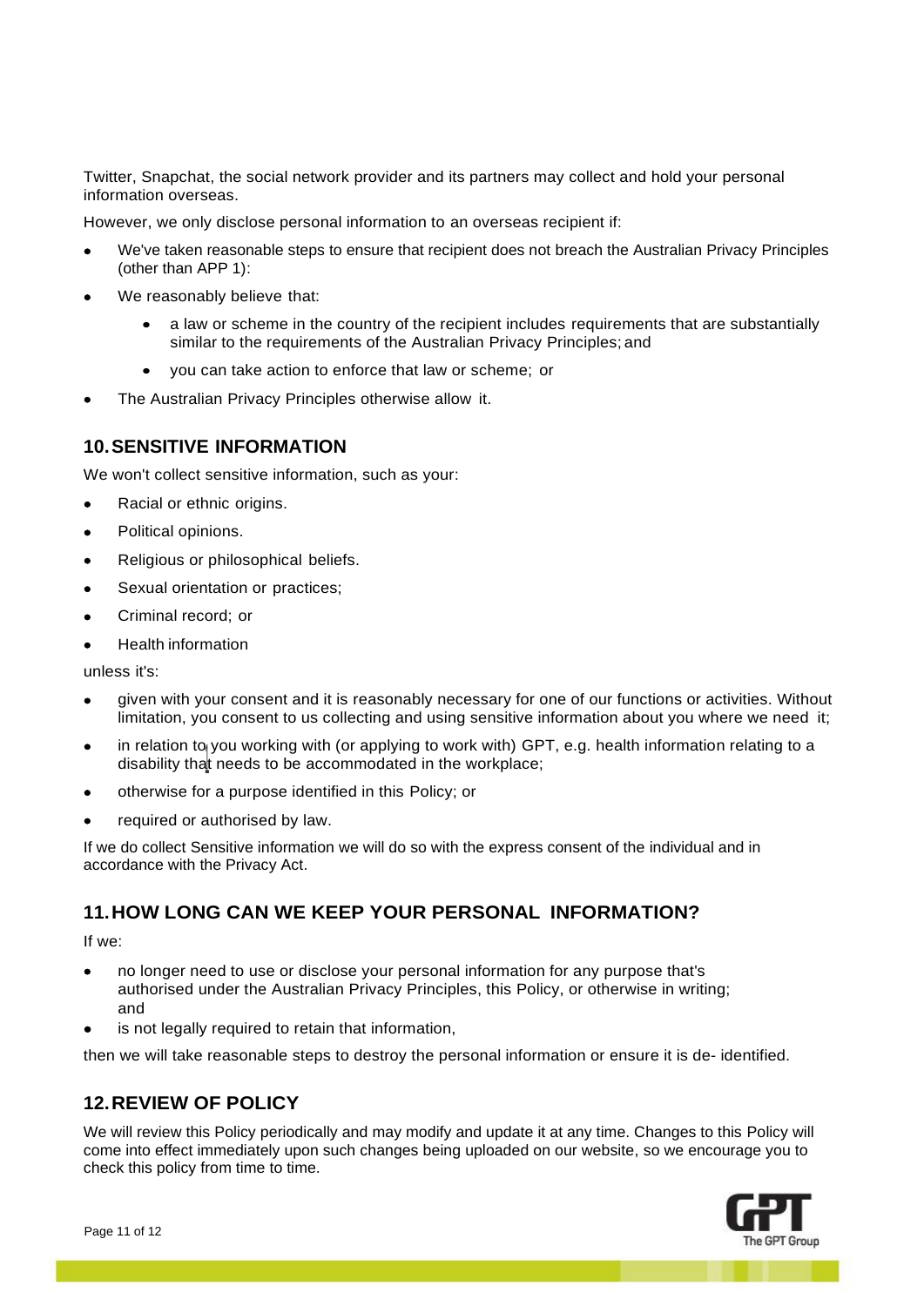Twitter, Snapchat, the social network provider and its partners may collect and hold your personal information overseas.

However, we only disclose personal information to an overseas recipient if:

- We've taken reasonable steps to ensure that recipient does not breach the Australian Privacy Principles (other than APP 1):
- We reasonably believe that:
  - a law or scheme in the country of the recipient includes requirements that are substantially similar to the requirements of the Australian Privacy Principles; and
  - you can take action to enforce that law or scheme; or
- The Australian Privacy Principles otherwise allow it.

## 10. SENSITIVE INFORMATION

We won't collect sensitive information, such as your:

- Racial or ethnic origins.
- Political opinions.
- Religious or philosophical beliefs.
- Sexual orientation or practices;
- Criminal record; or
- Health information

unless it's:

- given with your consent and it is reasonably necessary for one of our functions or activities. Without limitation, you consent to us collecting and using sensitive information about you where we need it;
- in relation to you working with (or applying to work with) GPT, e.g. health information relating to a disability that needs to be accommodated in the workplace;
- otherwise for a purpose identified in this Policy; or
- required or authorised by law.

If we do collect Sensitive information we will do so with the express consent of the individual and in accordance with the Privacy Act.

## 11. HOW LONG CAN WE KEEP YOUR PERSONAL INFORMATION?

If we:

- no longer need to use or disclose your personal information for any purpose that's authorised under the Australian Privacy Principles, this Policy, or otherwise in writing; and
- is not legally required to retain that information,

then we will take reasonable steps to destroy the personal information or ensure it is de- identified.

## 12. REVIEW OF POLICY

We will review this Policy periodically and may modify and update it at any time. Changes to this Policy will come into effect immediately upon such changes being uploaded on our website, so we encourage you to check this policy from time to time.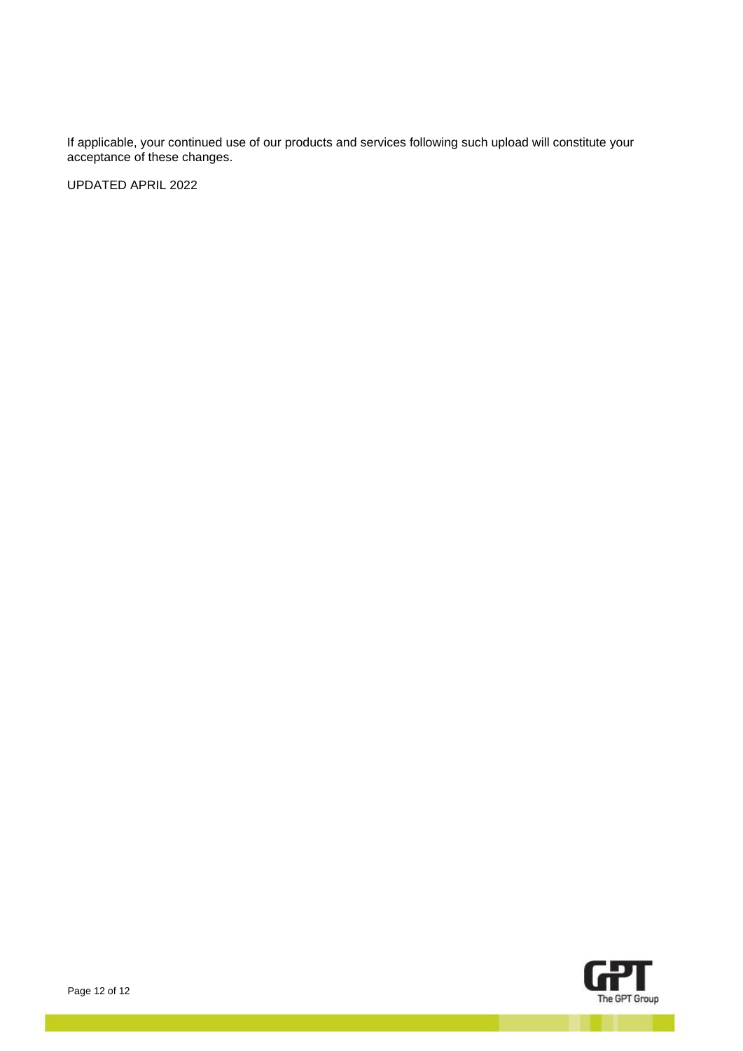If applicable, your continued use of our products and services following such upload will constitute your acceptance of these changes.

UPDATED APRIL 2022